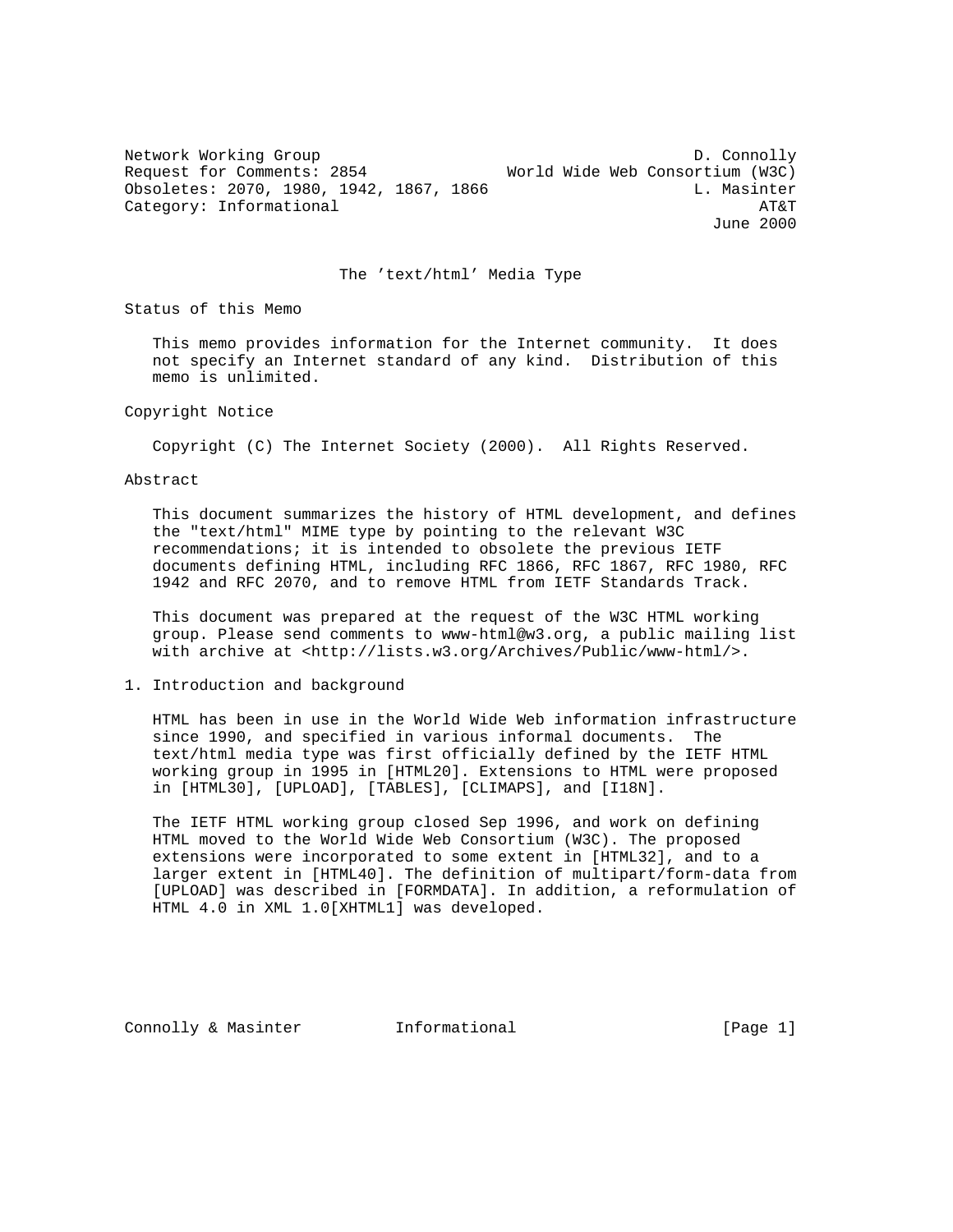Network Working Group D. Connolly
Request for Comments: 2854 World Wide Web Consortium (W3C)
Obsoletes: 2070, 1980, 1942, 1867, 1866 L. Masinter
Category: Informational AT&T
June 2000

# The 'text/html' Media Type

## Status of this Memo

This memo provides information for the Internet community. It does not specify an Internet standard of any kind. Distribution of this memo is unlimited.

## Copyright Notice

Copyright (C) The Internet Society (2000). All Rights Reserved.

## Abstract

This document summarizes the history of HTML development, and defines the "text/html" MIME type by pointing to the relevant W3C recommendations; it is intended to obsolete the previous IETF documents defining HTML, including RFC 1866, RFC 1867, RFC 1980, RFC 1942 and RFC 2070, and to remove HTML from IETF Standards Track.

This document was prepared at the request of the W3C HTML working group. Please send comments to www-html@w3.org, a public mailing list with archive at <http://lists.w3.org/Archives/Public/www-html/>.

## 1. Introduction and background

HTML has been in use in the World Wide Web information infrastructure since 1990, and specified in various informal documents. The text/html media type was first officially defined by the IETF HTML working group in 1995 in [HTML20]. Extensions to HTML were proposed in [HTML30], [UPLOAD], [TABLES], [CLIMAPS], and [I18N].

The IETF HTML working group closed Sep 1996, and work on defining HTML moved to the World Wide Web Consortium (W3C). The proposed extensions were incorporated to some extent in [HTML32], and to a larger extent in [HTML40]. The definition of multipart/form-data from [UPLOAD] was described in [FORMDATA]. In addition, a reformulation of HTML 4.0 in XML 1.0[XHTML1] was developed.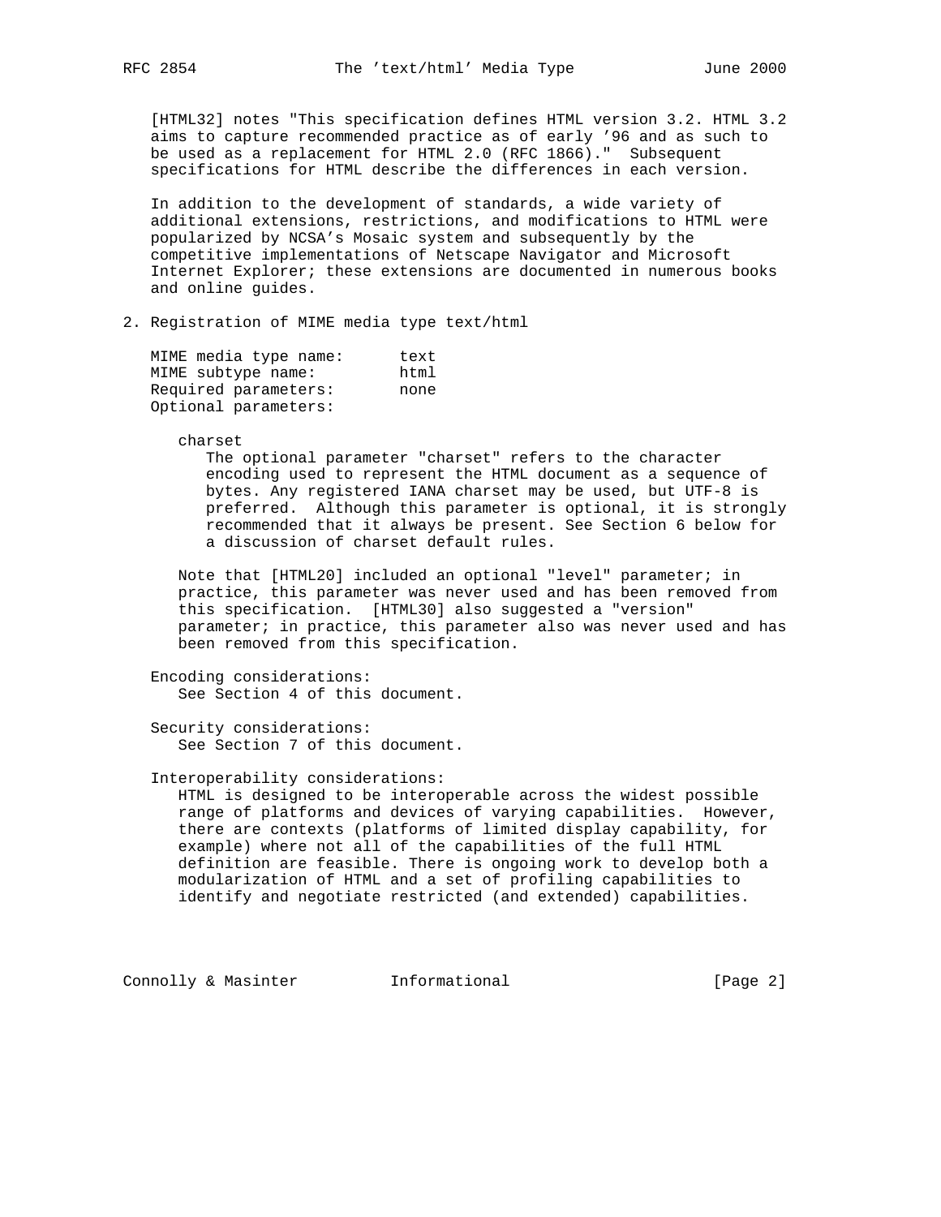[HTML32] notes "This specification defines HTML version 3.2. HTML 3.2 aims to capture recommended practice as of early '96 and as such to be used as a replacement for HTML 2.0 (RFC 1866)." Subsequent specifications for HTML describe the differences in each version.

In addition to the development of standards, a wide variety of additional extensions, restrictions, and modifications to HTML were popularized by NCSA's Mosaic system and subsequently by the competitive implementations of Netscape Navigator and Microsoft Internet Explorer; these extensions are documented in numerous books and online guides.

## 2. Registration of MIME media type text/html

MIME media type name: text
MIME subtype name: html
Required parameters: none
Optional parameters:

charset

The optional parameter "charset" refers to the character encoding used to represent the HTML document as a sequence of bytes. Any registered IANA charset may be used, but UTF-8 is preferred. Although this parameter is optional, it is strongly recommended that it always be present. See Section 6 below for a discussion of charset default rules.

Note that [HTML20] included an optional "level" parameter; in practice, this parameter was never used and has been removed from this specification. [HTML30] also suggested a "version" parameter; in practice, this parameter also was never used and has been removed from this specification.

Encoding considerations:
See Section 4 of this document.

Security considerations:
See Section 7 of this document.

Interoperability considerations:
HTML is designed to be interoperable across the widest possible range of platforms and devices of varying capabilities. However, there are contexts (platforms of limited display capability, for example) where not all of the capabilities of the full HTML definition are feasible. There is ongoing work to develop both a modularization of HTML and a set of profiling capabilities to identify and negotiate restricted (and extended) capabilities.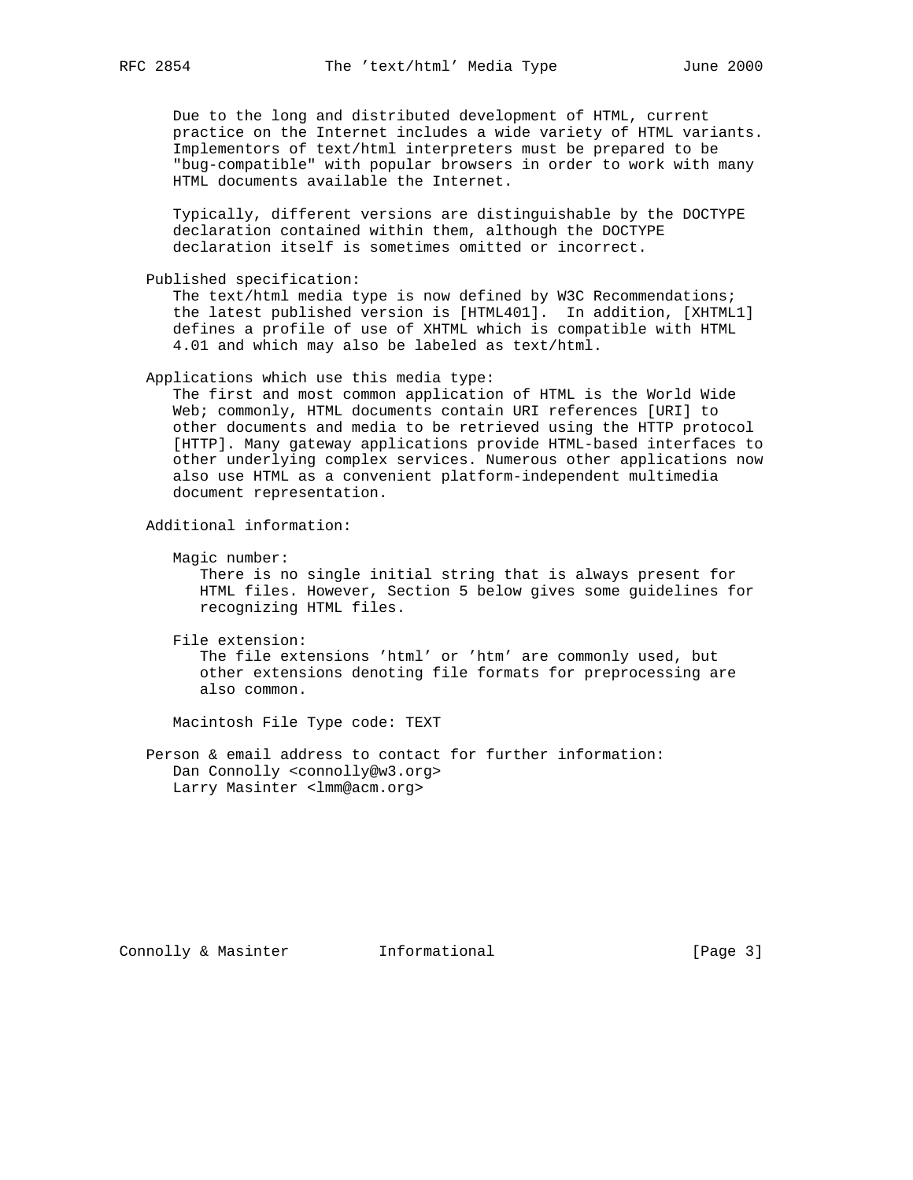Due to the long and distributed development of HTML, current practice on the Internet includes a wide variety of HTML variants. Implementors of text/html interpreters must be prepared to be "bug-compatible" with popular browsers in order to work with many HTML documents available the Internet.

Typically, different versions are distinguishable by the DOCTYPE declaration contained within them, although the DOCTYPE declaration itself is sometimes omitted or incorrect.

Published specification:
The text/html media type is now defined by W3C Recommendations; the latest published version is [HTML401]. In addition, [XHTML1] defines a profile of use of XHTML which is compatible with HTML 4.01 and which may also be labeled as text/html.

Applications which use this media type:
The first and most common application of HTML is the World Wide Web; commonly, HTML documents contain URI references [URI] to other documents and media to be retrieved using the HTTP protocol [HTTP]. Many gateway applications provide HTML-based interfaces to other underlying complex services. Numerous other applications now also use HTML as a convenient platform-independent multimedia document representation.

Additional information:

Magic number:
There is no single initial string that is always present for HTML files. However, Section 5 below gives some guidelines for recognizing HTML files.

File extension:
The file extensions 'html' or 'htm' are commonly used, but other extensions denoting file formats for preprocessing are also common.

Macintosh File Type code: TEXT

Person & email address to contact for further information:
Dan Connolly <connolly@w3.org>
Larry Masinter <lmm@acm.org>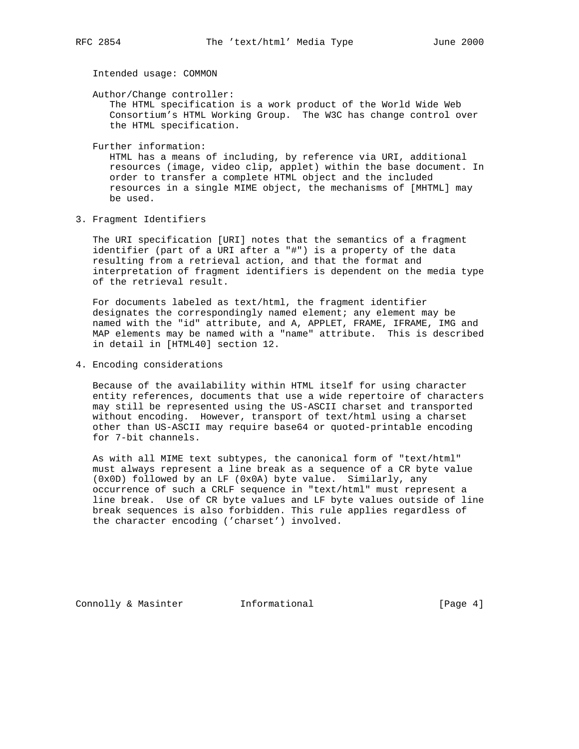Intended usage: COMMON

Author/Change controller:
The HTML specification is a work product of the World Wide Web Consortium's HTML Working Group. The W3C has change control over the HTML specification.

Further information:
HTML has a means of including, by reference via URI, additional resources (image, video clip, applet) within the base document. In order to transfer a complete HTML object and the included resources in a single MIME object, the mechanisms of [MHTML] may be used.

## 3. Fragment Identifiers

The URI specification [URI] notes that the semantics of a fragment identifier (part of a URI after a "#") is a property of the data resulting from a retrieval action, and that the format and interpretation of fragment identifiers is dependent on the media type of the retrieval result.

For documents labeled as text/html, the fragment identifier designates the correspondingly named element; any element may be named with the "id" attribute, and A, APPLET, FRAME, IFRAME, IMG and MAP elements may be named with a "name" attribute. This is described in detail in [HTML40] section 12.

## 4. Encoding considerations

Because of the availability within HTML itself for using character entity references, documents that use a wide repertoire of characters may still be represented using the US-ASCII charset and transported without encoding. However, transport of text/html using a charset other than US-ASCII may require base64 or quoted-printable encoding for 7-bit channels.

As with all MIME text subtypes, the canonical form of "text/html" must always represent a line break as a sequence of a CR byte value (0x0D) followed by an LF (0x0A) byte value. Similarly, any occurrence of such a CRLF sequence in "text/html" must represent a line break. Use of CR byte values and LF byte values outside of line break sequences is also forbidden. This rule applies regardless of the character encoding ('charset') involved.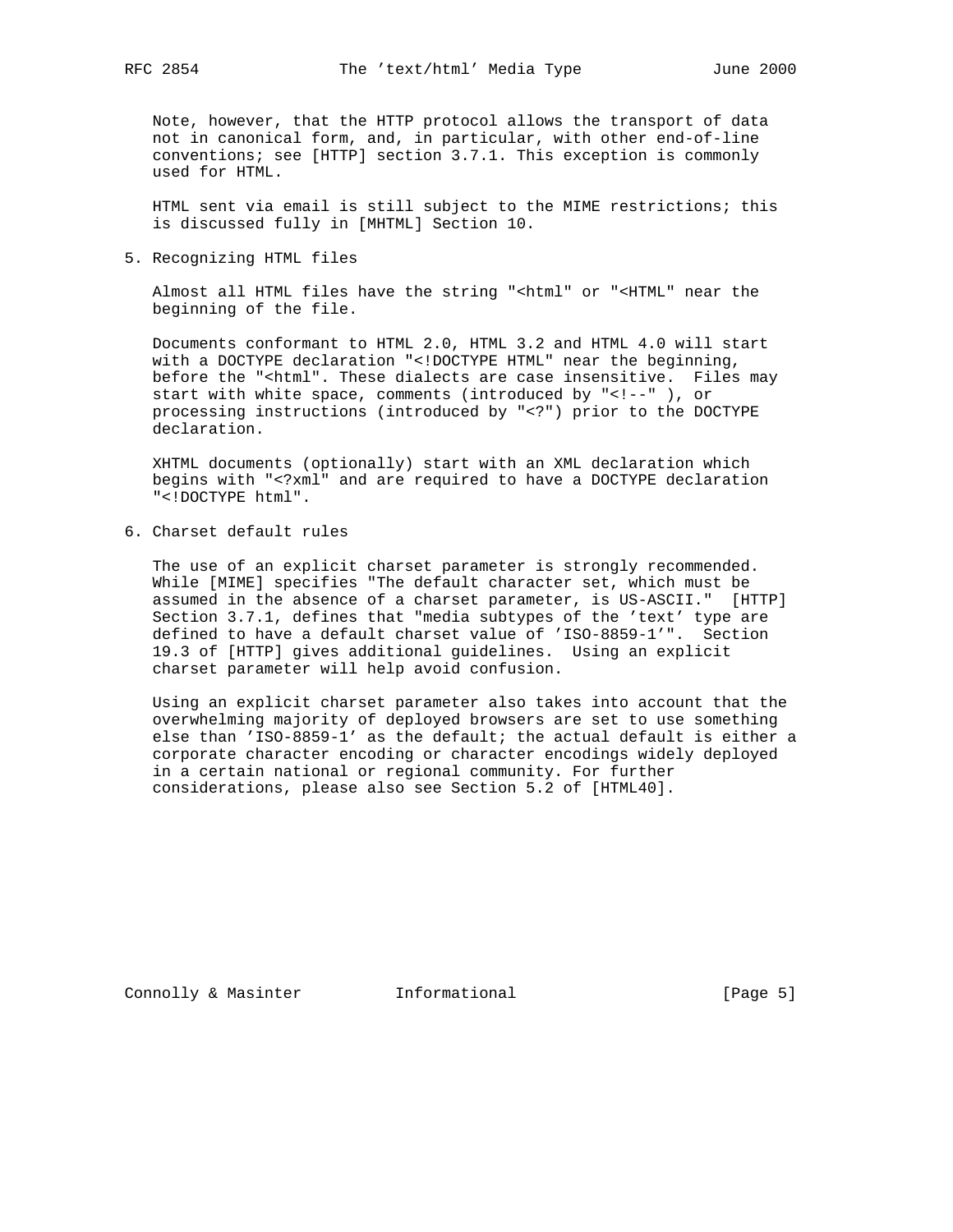Note, however, that the HTTP protocol allows the transport of data not in canonical form, and, in particular, with other end-of-line conventions; see [HTTP] section 3.7.1. This exception is commonly used for HTML.

HTML sent via email is still subject to the MIME restrictions; this is discussed fully in [MHTML] Section 10.

## 5. Recognizing HTML files

Almost all HTML files have the string "<html" or "<HTML" near the beginning of the file.

Documents conformant to HTML 2.0, HTML 3.2 and HTML 4.0 will start with a DOCTYPE declaration "<!DOCTYPE HTML" near the beginning, before the "<html". These dialects are case insensitive. Files may start with white space, comments (introduced by "<!--" ), or processing instructions (introduced by "<?") prior to the DOCTYPE declaration.

XHTML documents (optionally) start with an XML declaration which begins with "<?xml" and are required to have a DOCTYPE declaration "<!DOCTYPE html".

## 6. Charset default rules

The use of an explicit charset parameter is strongly recommended. While [MIME] specifies "The default character set, which must be assumed in the absence of a charset parameter, is US-ASCII." [HTTP] Section 3.7.1, defines that "media subtypes of the 'text' type are defined to have a default charset value of 'ISO-8859-1'". Section 19.3 of [HTTP] gives additional guidelines. Using an explicit charset parameter will help avoid confusion.

Using an explicit charset parameter also takes into account that the overwhelming majority of deployed browsers are set to use something else than 'ISO-8859-1' as the default; the actual default is either a corporate character encoding or character encodings widely deployed in a certain national or regional community. For further considerations, please also see Section 5.2 of [HTML40].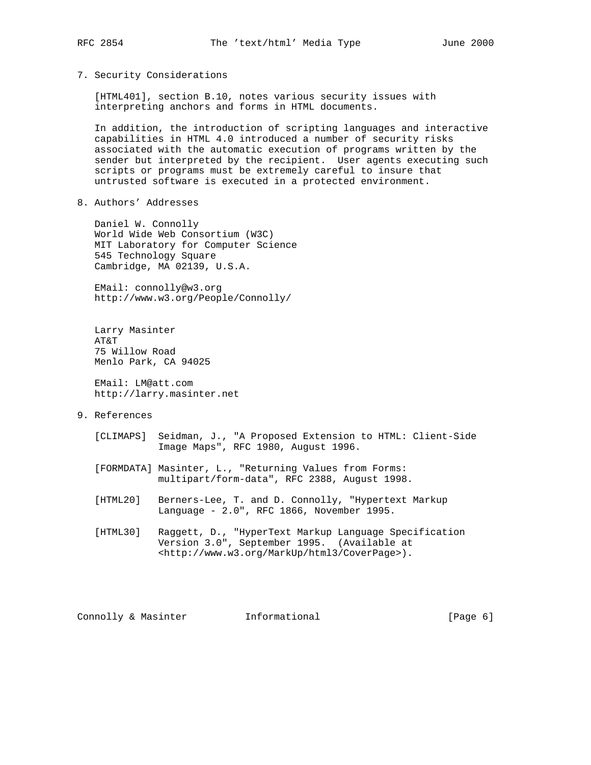## 7. Security Considerations

[HTML401], section B.10, notes various security issues with interpreting anchors and forms in HTML documents.

In addition, the introduction of scripting languages and interactive capabilities in HTML 4.0 introduced a number of security risks associated with the automatic execution of programs written by the sender but interpreted by the recipient. User agents executing such scripts or programs must be extremely careful to insure that untrusted software is executed in a protected environment.

## 8. Authors' Addresses

Daniel W. Connolly
World Wide Web Consortium (W3C)
MIT Laboratory for Computer Science
545 Technology Square
Cambridge, MA 02139, U.S.A.

EMail: connolly@w3.org
http://www.w3.org/People/Connolly/

Larry Masinter
AT&T
75 Willow Road
Menlo Park, CA 94025

EMail: LM@att.com
http://larry.masinter.net

## 9. References

[CLIMAPS] Seidman, J., "A Proposed Extension to HTML: Client-Side Image Maps", RFC 1980, August 1996.

[FORMDATA] Masinter, L., "Returning Values from Forms: multipart/form-data", RFC 2388, August 1998.

[HTML20] Berners-Lee, T. and D. Connolly, "Hypertext Markup Language - 2.0", RFC 1866, November 1995.

[HTML30] Raggett, D., "HyperText Markup Language Specification Version 3.0", September 1995. (Available at <http://www.w3.org/MarkUp/html3/CoverPage>).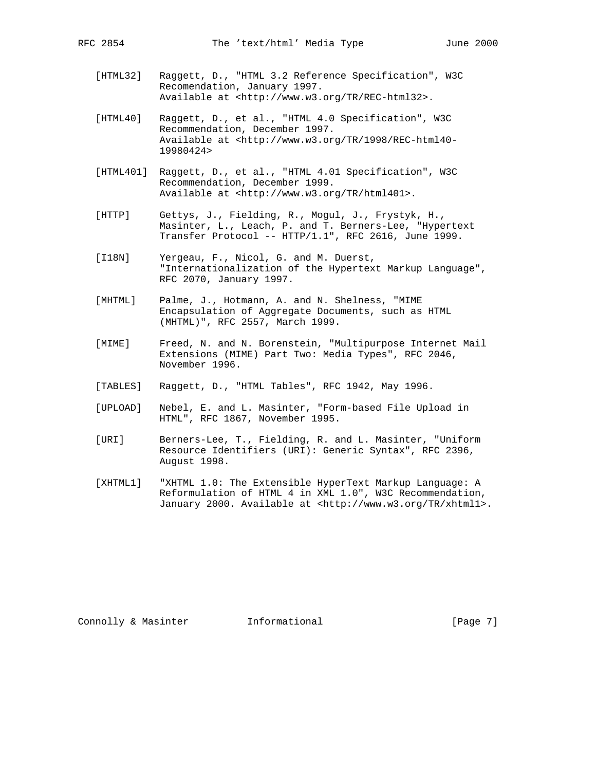[HTML32] Raggett, D., "HTML 3.2 Reference Specification", W3C Recomendation, January 1997. Available at <http://www.w3.org/TR/REC-html32>.

[HTML40] Raggett, D., et al., "HTML 4.0 Specification", W3C Recommendation, December 1997. Available at <http://www.w3.org/TR/1998/REC-html40-19980424>

[HTML401] Raggett, D., et al., "HTML 4.01 Specification", W3C Recommendation, December 1999. Available at <http://www.w3.org/TR/html401>.

[HTTP] Gettys, J., Fielding, R., Mogul, J., Frystyk, H., Masinter, L., Leach, P. and T. Berners-Lee, "Hypertext Transfer Protocol -- HTTP/1.1", RFC 2616, June 1999.

[I18N] Yergeau, F., Nicol, G. and M. Duerst, "Internationalization of the Hypertext Markup Language", RFC 2070, January 1997.

[MHTML] Palme, J., Hotmann, A. and N. Shelness, "MIME Encapsulation of Aggregate Documents, such as HTML (MHTML)", RFC 2557, March 1999.

[MIME] Freed, N. and N. Borenstein, "Multipurpose Internet Mail Extensions (MIME) Part Two: Media Types", RFC 2046, November 1996.

[TABLES] Raggett, D., "HTML Tables", RFC 1942, May 1996.

[UPLOAD] Nebel, E. and L. Masinter, "Form-based File Upload in HTML", RFC 1867, November 1995.

[URI] Berners-Lee, T., Fielding, R. and L. Masinter, "Uniform Resource Identifiers (URI): Generic Syntax", RFC 2396, August 1998.

[XHTML1] "XHTML 1.0: The Extensible HyperText Markup Language: A Reformulation of HTML 4 in XML 1.0", W3C Recommendation, January 2000. Available at <http://www.w3.org/TR/xhtml1>.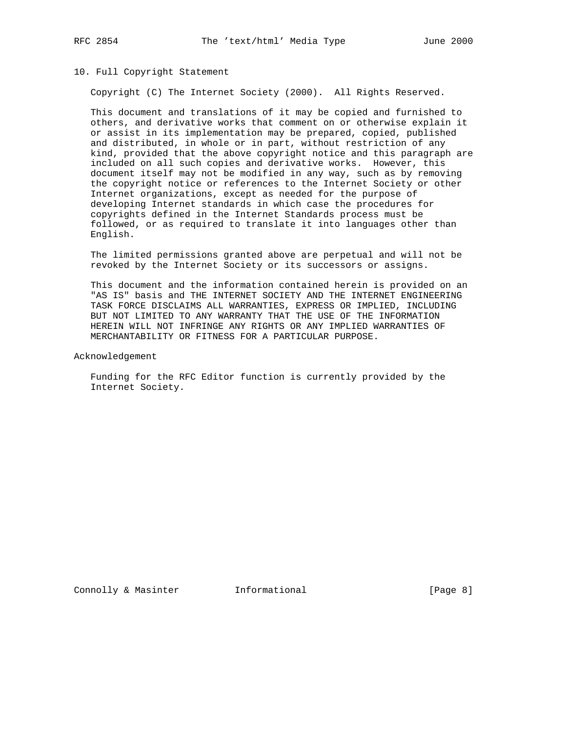## 10. Full Copyright Statement

Copyright (C) The Internet Society (2000). All Rights Reserved.

This document and translations of it may be copied and furnished to others, and derivative works that comment on or otherwise explain it or assist in its implementation may be prepared, copied, published and distributed, in whole or in part, without restriction of any kind, provided that the above copyright notice and this paragraph are included on all such copies and derivative works. However, this document itself may not be modified in any way, such as by removing the copyright notice or references to the Internet Society or other Internet organizations, except as needed for the purpose of developing Internet standards in which case the procedures for copyrights defined in the Internet Standards process must be followed, or as required to translate it into languages other than English.

The limited permissions granted above are perpetual and will not be revoked by the Internet Society or its successors or assigns.

This document and the information contained herein is provided on an "AS IS" basis and THE INTERNET SOCIETY AND THE INTERNET ENGINEERING TASK FORCE DISCLAIMS ALL WARRANTIES, EXPRESS OR IMPLIED, INCLUDING BUT NOT LIMITED TO ANY WARRANTY THAT THE USE OF THE INFORMATION HEREIN WILL NOT INFRINGE ANY RIGHTS OR ANY IMPLIED WARRANTIES OF MERCHANTABILITY OR FITNESS FOR A PARTICULAR PURPOSE.

## Acknowledgement

Funding for the RFC Editor function is currently provided by the Internet Society.